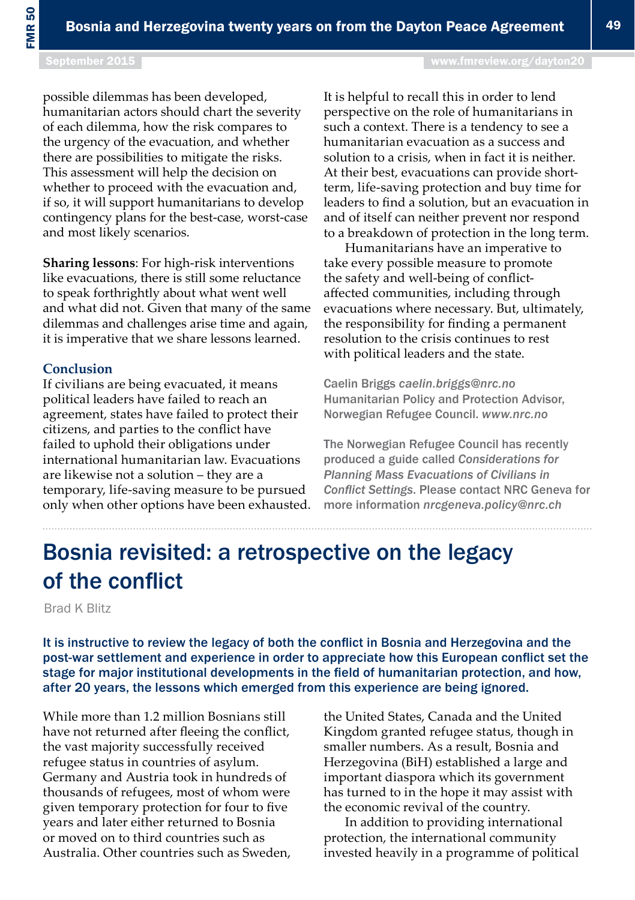possible dilemmas has been developed, humanitarian actors should chart the severity of each dilemma, how the risk compares to the urgency of the evacuation, and whether there are possibilities to mitigate the risks. This assessment will help the decision on whether to proceed with the evacuation and, if so, it will support humanitarians to develop contingency plans for the best-case, worst-case and most likely scenarios.

**Sharing lessons**: For high-risk interventions like evacuations, there is still some reluctance to speak forthrightly about what went well and what did not. Given that many of the same dilemmas and challenges arise time and again, it is imperative that we share lessons learned.

### Conclusion

If civilians are being evacuated, it means political leaders have failed to reach an agreement, states have failed to protect their citizens, and parties to the conflict have failed to uphold their obligations under international humanitarian law. Evacuations are likewise not a solution – they are a temporary, life-saving measure to be pursued only when other options have been exhausted. It is helpful to recall this in order to lend perspective on the role of humanitarians in such a context. There is a tendency to see a humanitarian evacuation as a success and solution to a crisis, when in fact it is neither. At their best, evacuations can provide short-term, life-saving protection and buy time for leaders to find a solution, but an evacuation in and of itself can neither prevent nor respond to a breakdown of protection in the long term.

Humanitarians have an imperative to take every possible measure to promote the safety and well-being of conflict-affected communities, including through evacuations where necessary. But, ultimately, the responsibility for finding a permanent resolution to the crisis continues to rest with political leaders and the state.

Caelin Briggs *caelin.briggs@nrc.no*
Humanitarian Policy and Protection Advisor, Norwegian Refugee Council. *www.nrc.no*

The Norwegian Refugee Council has recently produced a guide called *Considerations for Planning Mass Evacuations of Civilians in Conflict Settings*. Please contact NRC Geneva for more information *nrcgeneva.policy@nrc.ch*

# Bosnia revisited: a retrospective on the legacy of the conflict

Brad K Blitz

**It is instructive to review the legacy of both the conflict in Bosnia and Herzegovina and the post-war settlement and experience in order to appreciate how this European conflict set the stage for major institutional developments in the field of humanitarian protection, and how, after 20 years, the lessons which emerged from this experience are being ignored.**

While more than 1.2 million Bosnians still have not returned after fleeing the conflict, the vast majority successfully received refugee status in countries of asylum. Germany and Austria took in hundreds of thousands of refugees, most of whom were given temporary protection for four to five years and later either returned to Bosnia or moved on to third countries such as Australia. Other countries such as Sweden, the United States, Canada and the United Kingdom granted refugee status, though in smaller numbers. As a result, Bosnia and Herzegovina (BiH) established a large and important diaspora which its government has turned to in the hope it may assist with the economic revival of the country.

In addition to providing international protection, the international community invested heavily in a programme of political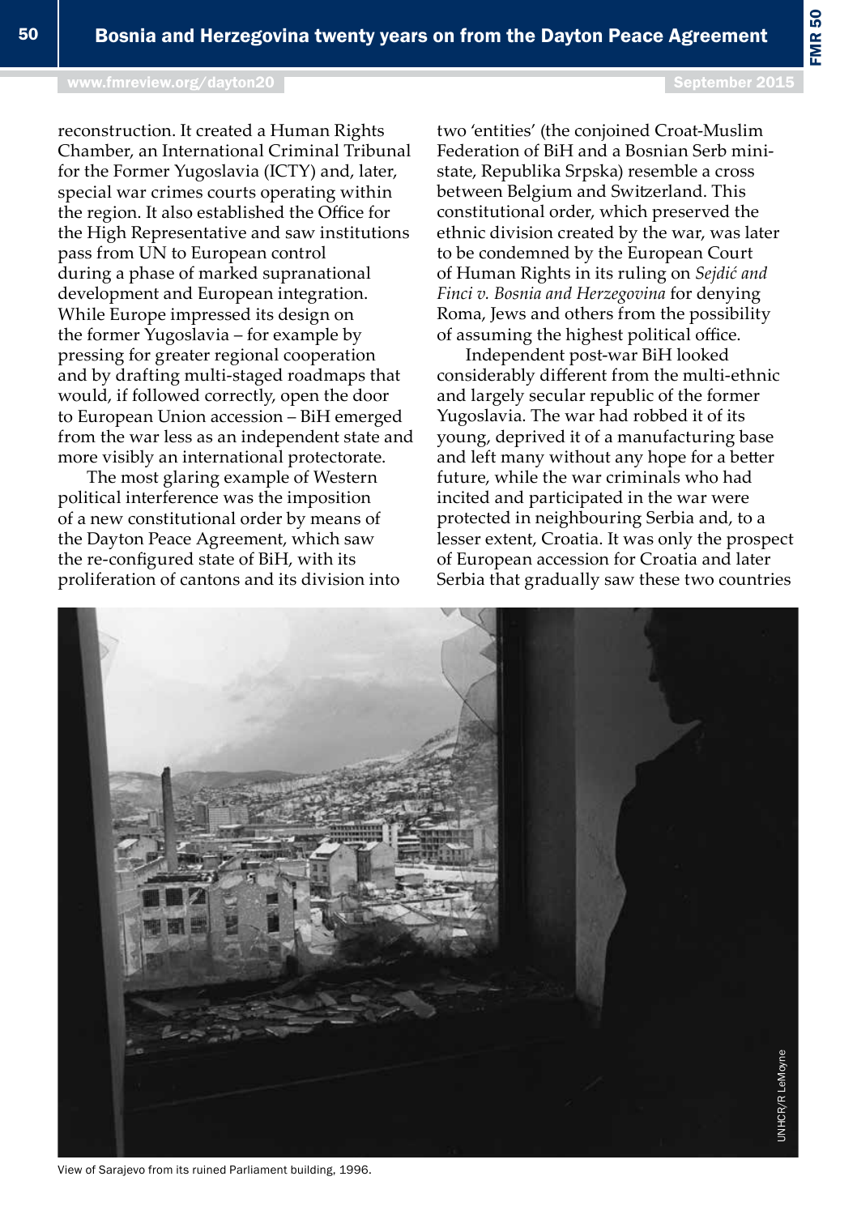reconstruction. It created a Human Rights Chamber, an International Criminal Tribunal for the Former Yugoslavia (ICTY) and, later, special war crimes courts operating within the region. It also established the Office for the High Representative and saw institutions pass from UN to European control during a phase of marked supranational development and European integration. While Europe impressed its design on the former Yugoslavia – for example by pressing for greater regional cooperation and by drafting multi-staged roadmaps that would, if followed correctly, open the door to European Union accession – BiH emerged from the war less as an independent state and more visibly an international protectorate.

The most glaring example of Western political interference was the imposition of a new constitutional order by means of the Dayton Peace Agreement, which saw the re-configured state of BiH, with its proliferation of cantons and its division into two 'entities' (the conjoined Croat-Muslim Federation of BiH and a Bosnian Serb mini-state, Republika Srpska) resemble a cross between Belgium and Switzerland. This constitutional order, which preserved the ethnic division created by the war, was later to be condemned by the European Court of Human Rights in its ruling on *Sejdić and Finci v. Bosnia and Herzegovina* for denying Roma, Jews and others from the possibility of assuming the highest political office.

Independent post-war BiH looked considerably different from the multi-ethnic and largely secular republic of the former Yugoslavia. The war had robbed it of its young, deprived it of a manufacturing base and left many without any hope for a better future, while the war criminals who had incited and participated in the war were protected in neighbouring Serbia and, to a lesser extent, Croatia. It was only the prospect of European accession for Croatia and later Serbia that gradually saw these two countries

UNHCR/R LeMoyne

View of Sarajevo from its ruined Parliament building, 1996.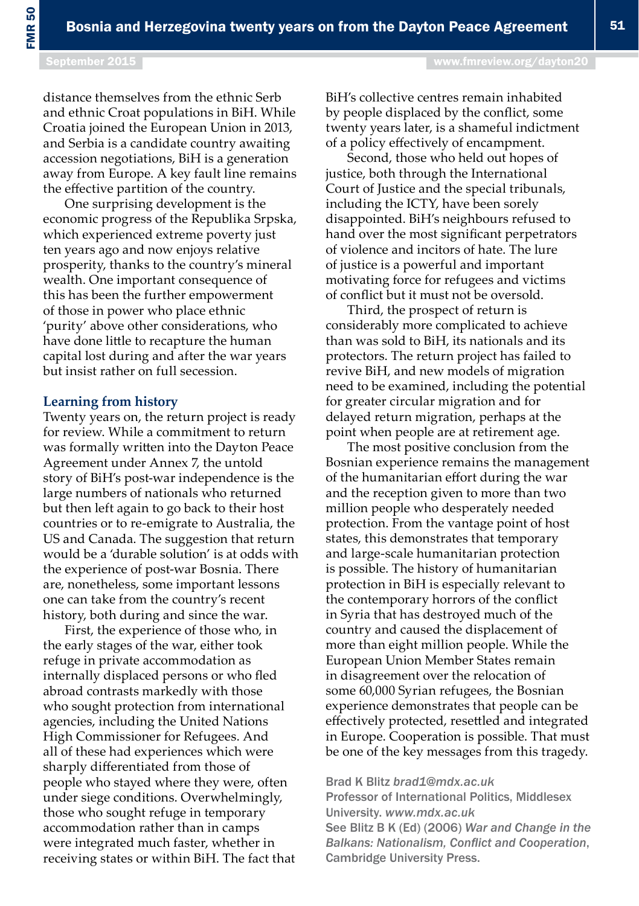distance themselves from the ethnic Serb and ethnic Croat populations in BiH. While Croatia joined the European Union in 2013, and Serbia is a candidate country awaiting accession negotiations, BiH is a generation away from Europe. A key fault line remains the effective partition of the country.

One surprising development is the economic progress of the Republika Srpska, which experienced extreme poverty just ten years ago and now enjoys relative prosperity, thanks to the country's mineral wealth. One important consequence of this has been the further empowerment of those in power who place ethnic 'purity' above other considerations, who have done little to recapture the human capital lost during and after the war years but insist rather on full secession.

### Learning from history

Twenty years on, the return project is ready for review. While a commitment to return was formally written into the Dayton Peace Agreement under Annex 7, the untold story of BiH's post-war independence is the large numbers of nationals who returned but then left again to go back to their host countries or to re-emigrate to Australia, the US and Canada. The suggestion that return would be a 'durable solution' is at odds with the experience of post-war Bosnia. There are, nonetheless, some important lessons one can take from the country's recent history, both during and since the war.

First, the experience of those who, in the early stages of the war, either took refuge in private accommodation as internally displaced persons or who fled abroad contrasts markedly with those who sought protection from international agencies, including the United Nations High Commissioner for Refugees. And all of these had experiences which were sharply differentiated from those of people who stayed where they were, often under siege conditions. Overwhelmingly, those who sought refuge in temporary accommodation rather than in camps were integrated much faster, whether in receiving states or within BiH. The fact that BiH's collective centres remain inhabited by people displaced by the conflict, some twenty years later, is a shameful indictment of a policy effectively of encampment.

Second, those who held out hopes of justice, both through the International Court of Justice and the special tribunals, including the ICTY, have been sorely disappointed. BiH's neighbours refused to hand over the most significant perpetrators of violence and incitors of hate. The lure of justice is a powerful and important motivating force for refugees and victims of conflict but it must not be oversold.

Third, the prospect of return is considerably more complicated to achieve than was sold to BiH, its nationals and its protectors. The return project has failed to revive BiH, and new models of migration need to be examined, including the potential for greater circular migration and for delayed return migration, perhaps at the point when people are at retirement age.

The most positive conclusion from the Bosnian experience remains the management of the humanitarian effort during the war and the reception given to more than two million people who desperately needed protection. From the vantage point of host states, this demonstrates that temporary and large-scale humanitarian protection is possible. The history of humanitarian protection in BiH is especially relevant to the contemporary horrors of the conflict in Syria that has destroyed much of the country and caused the displacement of more than eight million people. While the European Union Member States remain in disagreement over the relocation of some 60,000 Syrian refugees, the Bosnian experience demonstrates that people can be effectively protected, resettled and integrated in Europe. Cooperation is possible. That must be one of the key messages from this tragedy.

Brad K Blitz *brad1@mdx.ac.uk*
Professor of International Politics, Middlesex University. *www.mdx.ac.uk*
See Blitz B K (Ed) (2006) *War and Change in the Balkans: Nationalism, Conflict and Cooperation*, Cambridge University Press.